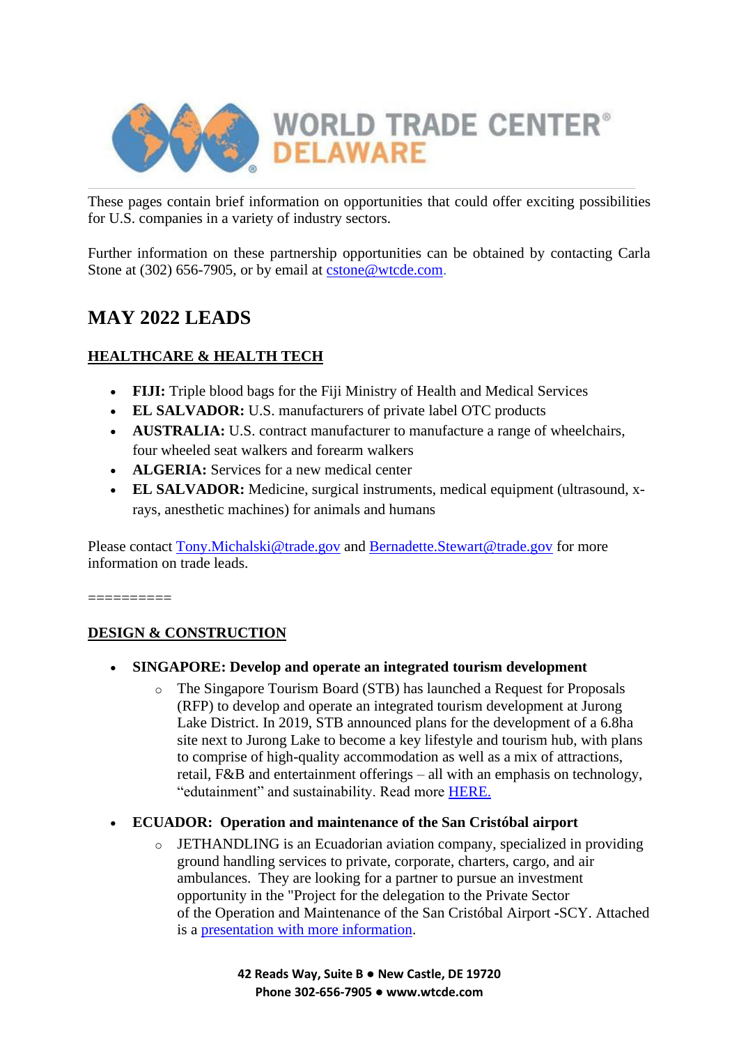These pages contain brief information on opportunities that could offer exciting possibilities for U.S. companies in a variety of industry sectors.

Further information on these partnership opportunities can be obtained by contacting Carla Stone at (302) 656-7905, or by email at cstone@wtcde.com.

# MAY 2022 LEADS

## HEALTHCARE & HEALTH TECH

- **FIJI:** Triple blood bags for the Fiji Ministry of Health and Medical Services
- **EL SALVADOR:** U.S. manufacturers of private label OTC products
- **AUSTRALIA:** U.S. contract manufacturer to manufacture a range of wheelchairs, four wheeled seat walkers and forearm walkers
- **ALGERIA:** Services for a new medical center
- **EL SALVADOR:** Medicine, surgical instruments, medical equipment (ultrasound, x-rays, anesthetic machines) for animals and humans

Please contact Tony.Michalski@trade.gov and Bernadette.Stewart@trade.gov for more information on trade leads.

==========

## DESIGN & CONSTRUCTION

- **SINGAPORE: Develop and operate an integrated tourism development**
  - The Singapore Tourism Board (STB) has launched a Request for Proposals (RFP) to develop and operate an integrated tourism development at Jurong Lake District. In 2019, STB announced plans for the development of a 6.8ha site next to Jurong Lake to become a key lifestyle and tourism hub, with plans to comprise of high-quality accommodation as well as a mix of attractions, retail, F&B and entertainment offerings – all with an emphasis on technology, "edutainment" and sustainability. Read more HERE.
- **ECUADOR: Operation and maintenance of the San Cristóbal airport**
  - JETHANDLING is an Ecuadorian aviation company, specialized in providing ground handling services to private, corporate, charters, cargo, and air ambulances. They are looking for a partner to pursue an investment opportunity in the "Project for the delegation to the Private Sector of the Operation and Maintenance of the San Cristóbal Airport -SCY. Attached is a presentation with more information.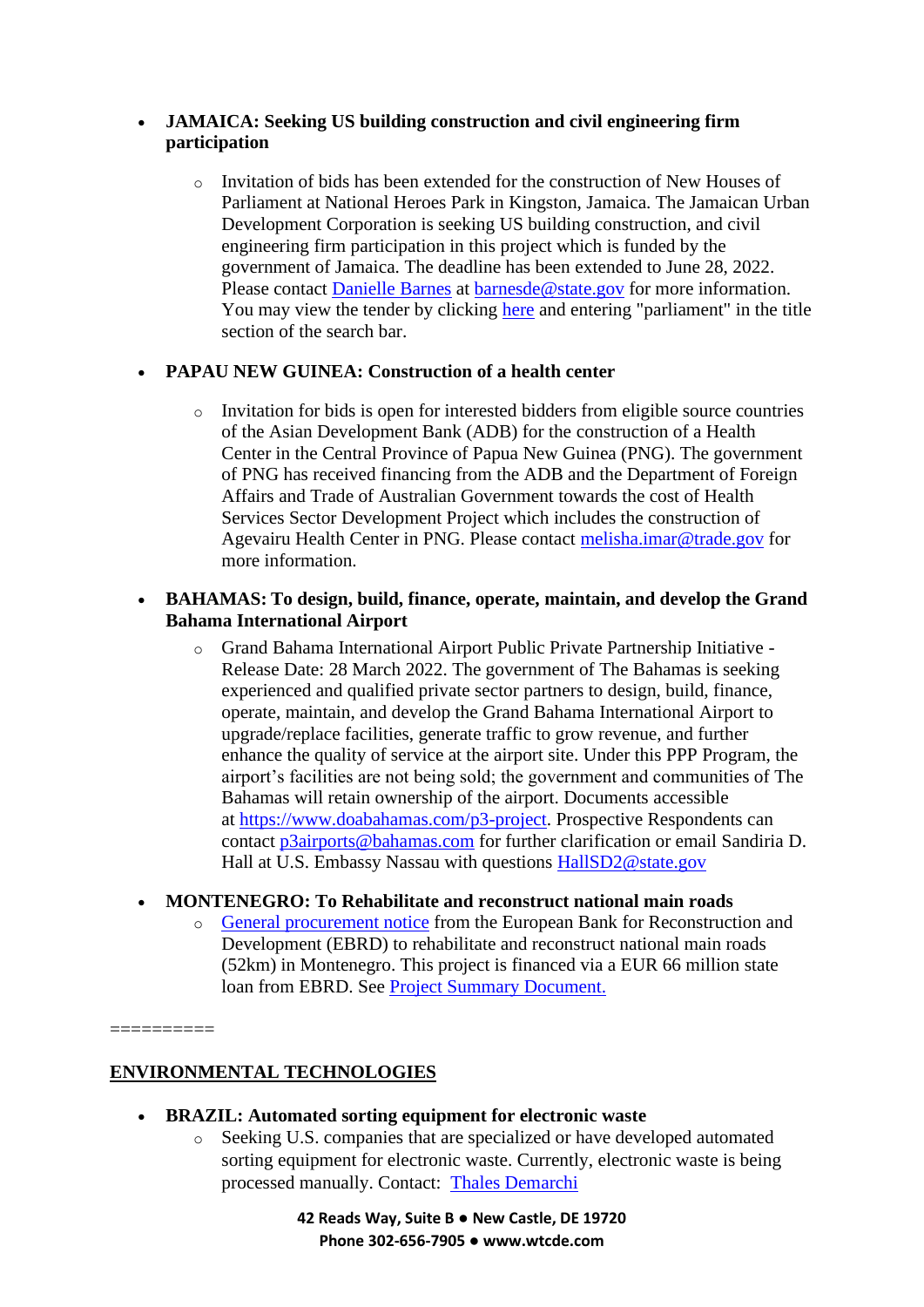- **JAMAICA: Seeking US building construction and civil engineering firm participation**
  - Invitation of bids has been extended for the construction of New Houses of Parliament at National Heroes Park in Kingston, Jamaica. The Jamaican Urban Development Corporation is seeking US building construction, and civil engineering firm participation in this project which is funded by the government of Jamaica. The deadline has been extended to June 28, 2022. Please contact Danielle Barnes at barnesde@state.gov for more information. You may view the tender by clicking here and entering "parliament" in the title section of the search bar.

- **PAPAU NEW GUINEA: Construction of a health center**
  - Invitation for bids is open for interested bidders from eligible source countries of the Asian Development Bank (ADB) for the construction of a Health Center in the Central Province of Papua New Guinea (PNG). The government of PNG has received financing from the ADB and the Department of Foreign Affairs and Trade of Australian Government towards the cost of Health Services Sector Development Project which includes the construction of Agevairu Health Center in PNG. Please contact melisha.imar@trade.gov for more information.

- **BAHAMAS: To design, build, finance, operate, maintain, and develop the Grand Bahama International Airport**
  - Grand Bahama International Airport Public Private Partnership Initiative - Release Date: 28 March 2022. The government of The Bahamas is seeking experienced and qualified private sector partners to design, build, finance, operate, maintain, and develop the Grand Bahama International Airport to upgrade/replace facilities, generate traffic to grow revenue, and further enhance the quality of service at the airport site. Under this PPP Program, the airport's facilities are not being sold; the government and communities of The Bahamas will retain ownership of the airport. Documents accessible at https://www.doabahamas.com/p3-project. Prospective Respondents can contact p3airports@bahamas.com for further clarification or email Sandiria D. Hall at U.S. Embassy Nassau with questions HallSD2@state.gov

- **MONTENEGRO: To Rehabilitate and reconstruct national main roads**
  - General procurement notice from the European Bank for Reconstruction and Development (EBRD) to rehabilitate and reconstruct national main roads (52km) in Montenegro. This project is financed via a EUR 66 million state loan from EBRD. See Project Summary Document.

==========

## ENVIRONMENTAL TECHNOLOGIES

- **BRAZIL: Automated sorting equipment for electronic waste**
  - Seeking U.S. companies that are specialized or have developed automated sorting equipment for electronic waste. Currently, electronic waste is being processed manually. Contact: Thales Demarchi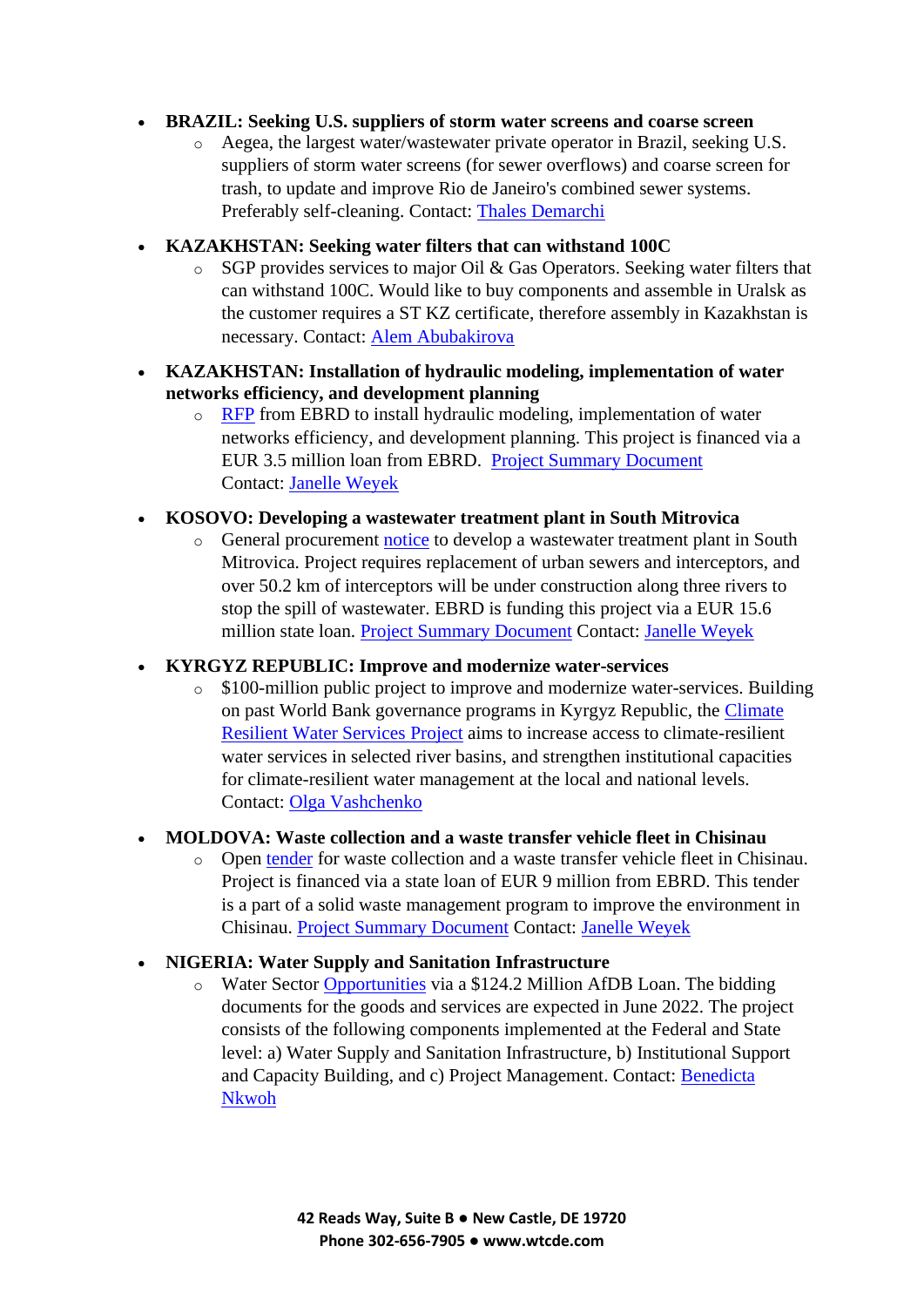- **BRAZIL: Seeking U.S. suppliers of storm water screens and coarse screen**
  - Aegea, the largest water/wastewater private operator in Brazil, seeking U.S. suppliers of storm water screens (for sewer overflows) and coarse screen for trash, to update and improve Rio de Janeiro's combined sewer systems. Preferably self-cleaning. Contact: Thales Demarchi

- **KAZAKHSTAN: Seeking water filters that can withstand 100C**
  - SGP provides services to major Oil & Gas Operators. Seeking water filters that can withstand 100C. Would like to buy components and assemble in Uralsk as the customer requires a ST KZ certificate, therefore assembly in Kazakhstan is necessary. Contact: Alem Abubakirova

- **KAZAKHSTAN: Installation of hydraulic modeling, implementation of water networks efficiency, and development planning**
  - RFP from EBRD to install hydraulic modeling, implementation of water networks efficiency, and development planning. This project is financed via a EUR 3.5 million loan from EBRD. Project Summary Document
    Contact: Janelle Weyek

- **KOSOVO: Developing a wastewater treatment plant in South Mitrovica**
  - General procurement notice to develop a wastewater treatment plant in South Mitrovica. Project requires replacement of urban sewers and interceptors, and over 50.2 km of interceptors will be under construction along three rivers to stop the spill of wastewater. EBRD is funding this project via a EUR 15.6 million state loan. Project Summary Document Contact: Janelle Weyek

- **KYRGYZ REPUBLIC: Improve and modernize water-services**
  - $100-million public project to improve and modernize water-services. Building on past World Bank governance programs in Kyrgyz Republic, the Climate Resilient Water Services Project aims to increase access to climate-resilient water services in selected river basins, and strengthen institutional capacities for climate-resilient water management at the local and national levels. Contact: Olga Vashchenko

- **MOLDOVA: Waste collection and a waste transfer vehicle fleet in Chisinau**
  - Open tender for waste collection and a waste transfer vehicle fleet in Chisinau. Project is financed via a state loan of EUR 9 million from EBRD. This tender is a part of a solid waste management program to improve the environment in Chisinau. Project Summary Document Contact: Janelle Weyek

- **NIGERIA: Water Supply and Sanitation Infrastructure**
  - Water Sector Opportunities via a $124.2 Million AfDB Loan. The bidding documents for the goods and services are expected in June 2022. The project consists of the following components implemented at the Federal and State level: a) Water Supply and Sanitation Infrastructure, b) Institutional Support and Capacity Building, and c) Project Management. Contact: Benedicta Nkwoh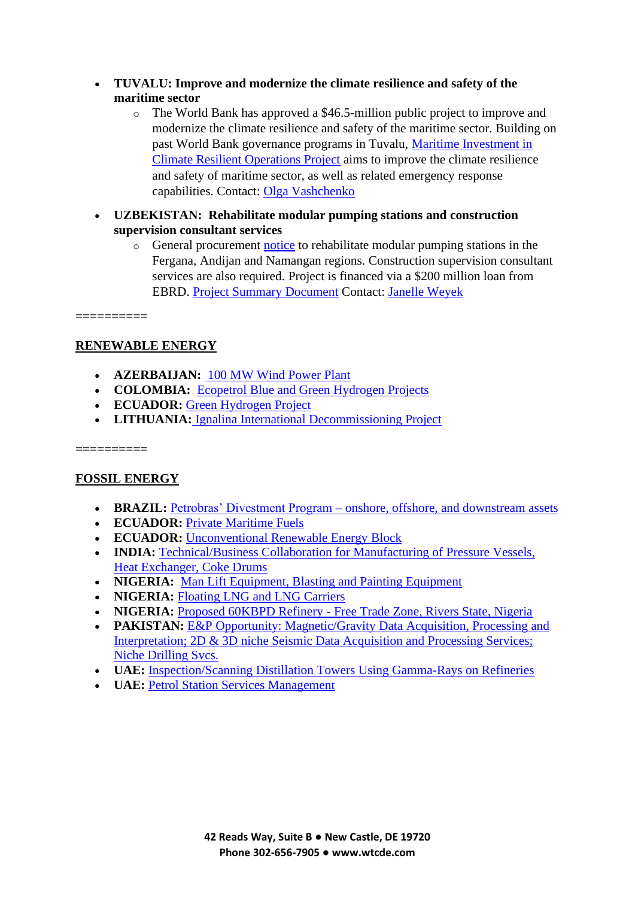- **TUVALU: Improve and modernize the climate resilience and safety of the maritime sector**
  - The World Bank has approved a $46.5-million public project to improve and modernize the climate resilience and safety of the maritime sector. Building on past World Bank governance programs in Tuvalu, Maritime Investment in Climate Resilient Operations Project aims to improve the climate resilience and safety of maritime sector, as well as related emergency response capabilities. Contact: Olga Vashchenko

- **UZBEKISTAN: Rehabilitate modular pumping stations and construction supervision consultant services**
  - General procurement notice to rehabilitate modular pumping stations in the Fergana, Andijan and Namangan regions. Construction supervision consultant services are also required. Project is financed via a $200 million loan from EBRD. Project Summary Document Contact: Janelle Weyek

==========

## RENEWABLE ENERGY

- **AZERBAIJAN:** 100 MW Wind Power Plant
- **COLOMBIA:** Ecopetrol Blue and Green Hydrogen Projects
- **ECUADOR:** Green Hydrogen Project
- **LITHUANIA:** Ignalina International Decommissioning Project

==========

## FOSSIL ENERGY

- **BRAZIL:** Petrobras' Divestment Program – onshore, offshore, and downstream assets
- **ECUADOR:** Private Maritime Fuels
- **ECUADOR:** Unconventional Renewable Energy Block
- **INDIA:** Technical/Business Collaboration for Manufacturing of Pressure Vessels, Heat Exchanger, Coke Drums
- **NIGERIA:** Man Lift Equipment, Blasting and Painting Equipment
- **NIGERIA:** Floating LNG and LNG Carriers
- **NIGERIA:** Proposed 60KBPD Refinery - Free Trade Zone, Rivers State, Nigeria
- **PAKISTAN:** E&P Opportunity: Magnetic/Gravity Data Acquisition, Processing and Interpretation; 2D & 3D niche Seismic Data Acquisition and Processing Services; Niche Drilling Svcs.
- **UAE:** Inspection/Scanning Distillation Towers Using Gamma-Rays on Refineries
- **UAE:** Petrol Station Services Management